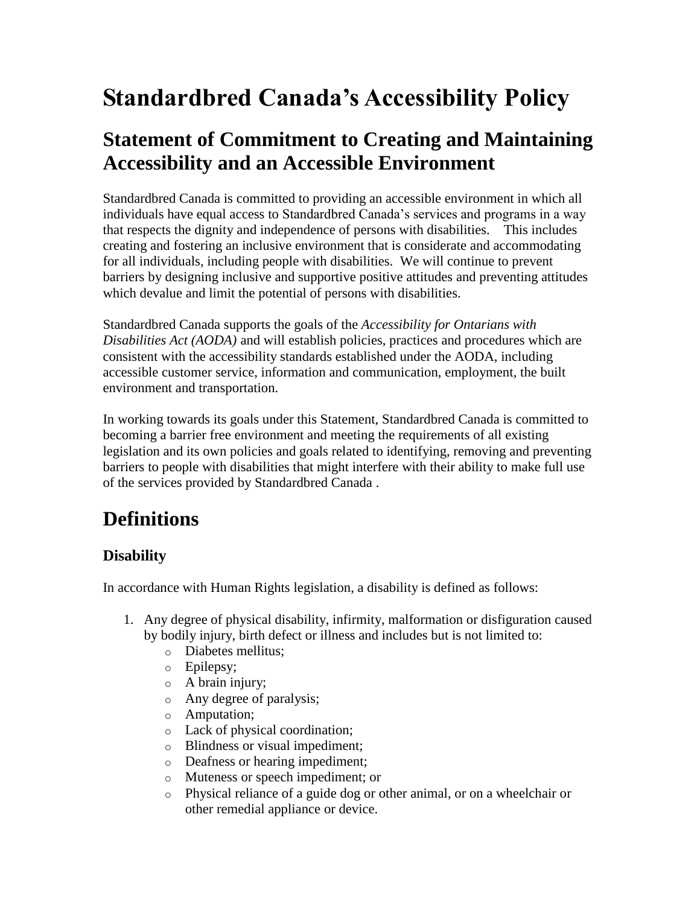# Standardbred Canada's Accessibility Policy

## Statement of Commitment to Creating and Maintaining Accessibility and an Accessible Environment

Standardbred Canada is committed to providing an accessible environment in which all individuals have equal access to Standardbred Canada's services and programs in a way that respects the dignity and independence of persons with disabilities. This includes creating and fostering an inclusive environment that is considerate and accommodating for all individuals, including people with disabilities. We will continue to prevent barriers by designing inclusive and supportive positive attitudes and preventing attitudes which devalue and limit the potential of persons with disabilities.

Standardbred Canada supports the goals of the *Accessibility for Ontarians with Disabilities Act (AODA)* and will establish policies, practices and procedures which are consistent with the accessibility standards established under the AODA, including accessible customer service, information and communication, employment, the built environment and transportation.

In working towards its goals under this Statement, Standardbred Canada is committed to becoming a barrier free environment and meeting the requirements of all existing legislation and its own policies and goals related to identifying, removing and preventing barriers to people with disabilities that might interfere with their ability to make full use of the services provided by Standardbred Canada .

## Definitions

### Disability

In accordance with Human Rights legislation, a disability is defined as follows:

1. Any degree of physical disability, infirmity, malformation or disfiguration caused by bodily injury, birth defect or illness and includes but is not limited to:
    - Diabetes mellitus;
    - Epilepsy;
    - A brain injury;
    - Any degree of paralysis;
    - Amputation;
    - Lack of physical coordination;
    - Blindness or visual impediment;
    - Deafness or hearing impediment;
    - Muteness or speech impediment; or
    - Physical reliance of a guide dog or other animal, or on a wheelchair or other remedial appliance or device.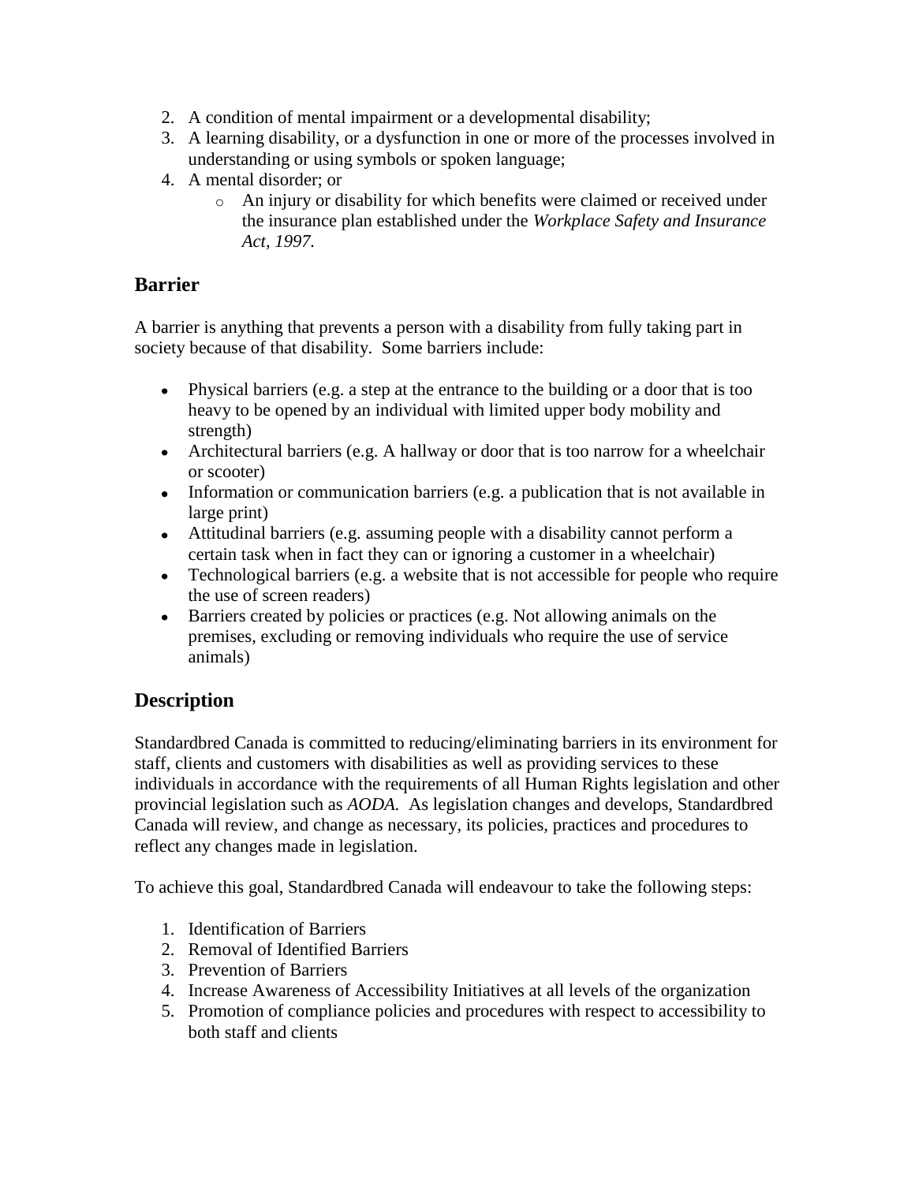2. A condition of mental impairment or a developmental disability;
3. A learning disability, or a dysfunction in one or more of the processes involved in understanding or using symbols or spoken language;
4. A mental disorder; or
    - An injury or disability for which benefits were claimed or received under the insurance plan established under the *Workplace Safety and Insurance Act, 1997*.

## Barrier

A barrier is anything that prevents a person with a disability from fully taking part in society because of that disability. Some barriers include:

- Physical barriers (e.g. a step at the entrance to the building or a door that is too heavy to be opened by an individual with limited upper body mobility and strength)
- Architectural barriers (e.g. A hallway or door that is too narrow for a wheelchair or scooter)
- Information or communication barriers (e.g. a publication that is not available in large print)
- Attitudinal barriers (e.g. assuming people with a disability cannot perform a certain task when in fact they can or ignoring a customer in a wheelchair)
- Technological barriers (e.g. a website that is not accessible for people who require the use of screen readers)
- Barriers created by policies or practices (e.g. Not allowing animals on the premises, excluding or removing individuals who require the use of service animals)

## Description

Standardbred Canada is committed to reducing/eliminating barriers in its environment for staff, clients and customers with disabilities as well as providing services to these individuals in accordance with the requirements of all Human Rights legislation and other provincial legislation such as *AODA.* As legislation changes and develops, Standardbred Canada will review, and change as necessary, its policies, practices and procedures to reflect any changes made in legislation.

To achieve this goal, Standardbred Canada will endeavour to take the following steps:

1. Identification of Barriers
2. Removal of Identified Barriers
3. Prevention of Barriers
4. Increase Awareness of Accessibility Initiatives at all levels of the organization
5. Promotion of compliance policies and procedures with respect to accessibility to both staff and clients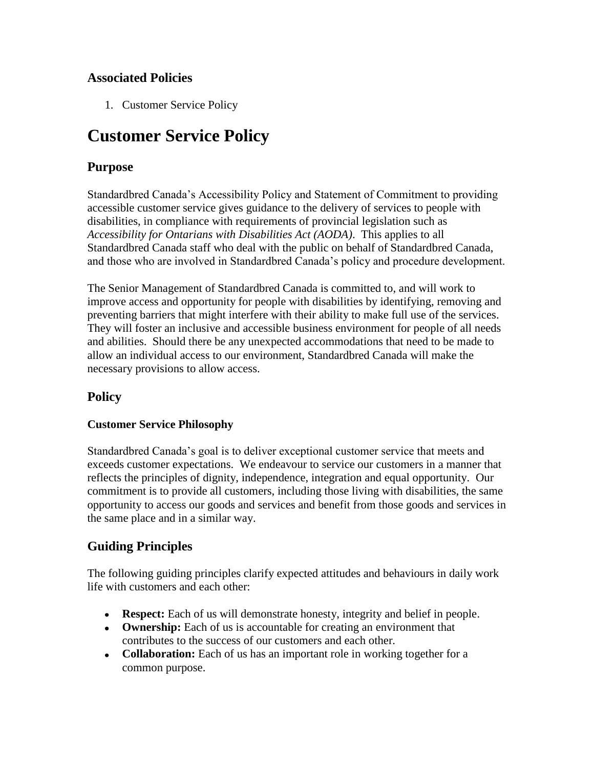### Associated Policies

1. Customer Service Policy

# Customer Service Policy

## Purpose

Standardbred Canada's Accessibility Policy and Statement of Commitment to providing accessible customer service gives guidance to the delivery of services to people with disabilities, in compliance with requirements of provincial legislation such as *Accessibility for Ontarians with Disabilities Act (AODA)*. This applies to all Standardbred Canada staff who deal with the public on behalf of Standardbred Canada, and those who are involved in Standardbred Canada's policy and procedure development.

The Senior Management of Standardbred Canada is committed to, and will work to improve access and opportunity for people with disabilities by identifying, removing and preventing barriers that might interfere with their ability to make full use of the services. They will foster an inclusive and accessible business environment for people of all needs and abilities. Should there be any unexpected accommodations that need to be made to allow an individual access to our environment, Standardbred Canada will make the necessary provisions to allow access.

## Policy

#### Customer Service Philosophy

Standardbred Canada's goal is to deliver exceptional customer service that meets and exceeds customer expectations. We endeavour to service our customers in a manner that reflects the principles of dignity, independence, integration and equal opportunity. Our commitment is to provide all customers, including those living with disabilities, the same opportunity to access our goods and services and benefit from those goods and services in the same place and in a similar way.

## Guiding Principles

The following guiding principles clarify expected attitudes and behaviours in daily work life with customers and each other:

- **Respect:** Each of us will demonstrate honesty, integrity and belief in people.
- **Ownership:** Each of us is accountable for creating an environment that contributes to the success of our customers and each other.
- **Collaboration:** Each of us has an important role in working together for a common purpose.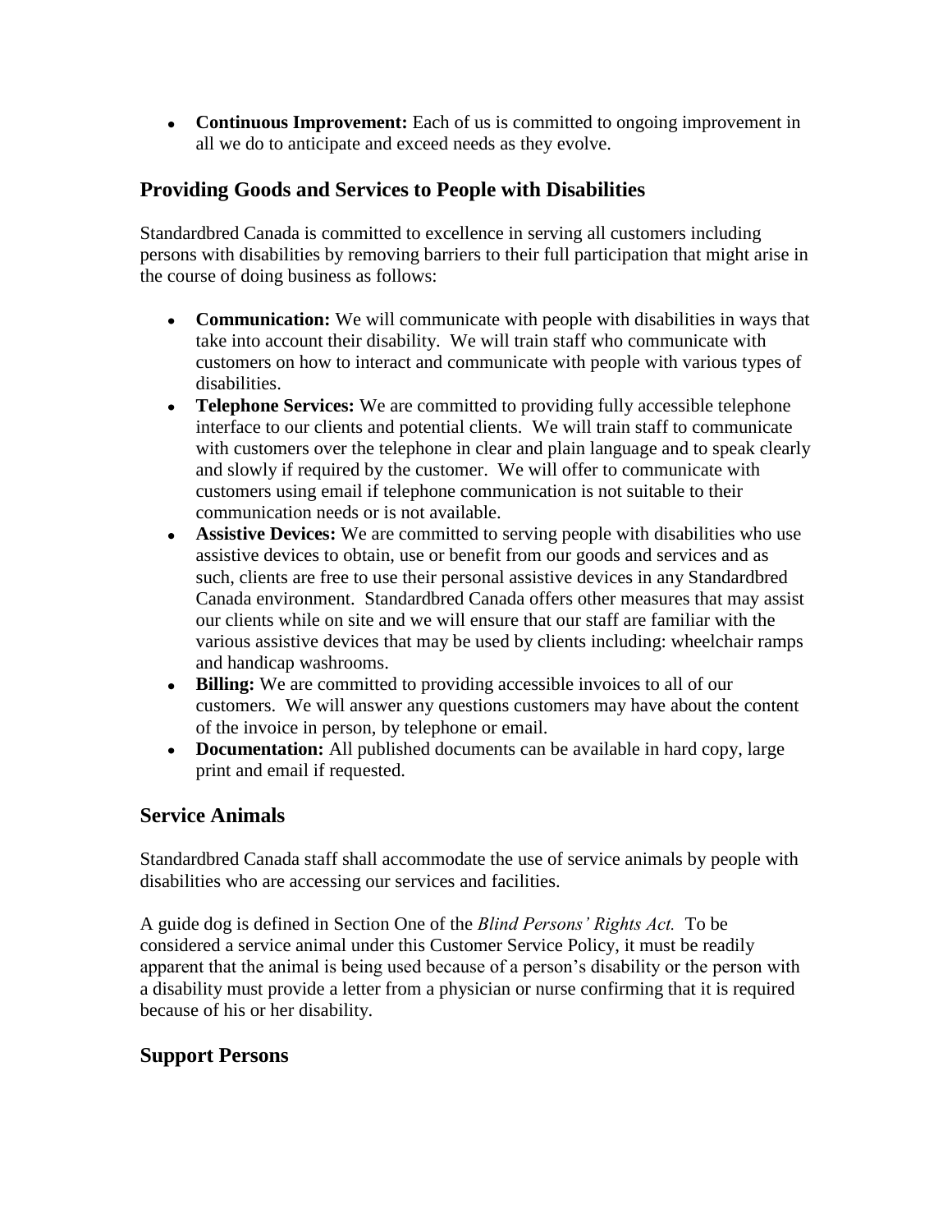- **Continuous Improvement:** Each of us is committed to ongoing improvement in all we do to anticipate and exceed needs as they evolve.

## Providing Goods and Services to People with Disabilities

Standardbred Canada is committed to excellence in serving all customers including persons with disabilities by removing barriers to their full participation that might arise in the course of doing business as follows:

- **Communication:** We will communicate with people with disabilities in ways that take into account their disability. We will train staff who communicate with customers on how to interact and communicate with people with various types of disabilities.
- **Telephone Services:** We are committed to providing fully accessible telephone interface to our clients and potential clients. We will train staff to communicate with customers over the telephone in clear and plain language and to speak clearly and slowly if required by the customer. We will offer to communicate with customers using email if telephone communication is not suitable to their communication needs or is not available.
- **Assistive Devices:** We are committed to serving people with disabilities who use assistive devices to obtain, use or benefit from our goods and services and as such, clients are free to use their personal assistive devices in any Standardbred Canada environment. Standardbred Canada offers other measures that may assist our clients while on site and we will ensure that our staff are familiar with the various assistive devices that may be used by clients including: wheelchair ramps and handicap washrooms.
- **Billing:** We are committed to providing accessible invoices to all of our customers. We will answer any questions customers may have about the content of the invoice in person, by telephone or email.
- **Documentation:** All published documents can be available in hard copy, large print and email if requested.

## Service Animals

Standardbred Canada staff shall accommodate the use of service animals by people with disabilities who are accessing our services and facilities.

A guide dog is defined in Section One of the *Blind Persons' Rights Act.* To be considered a service animal under this Customer Service Policy, it must be readily apparent that the animal is being used because of a person's disability or the person with a disability must provide a letter from a physician or nurse confirming that it is required because of his or her disability.

## Support Persons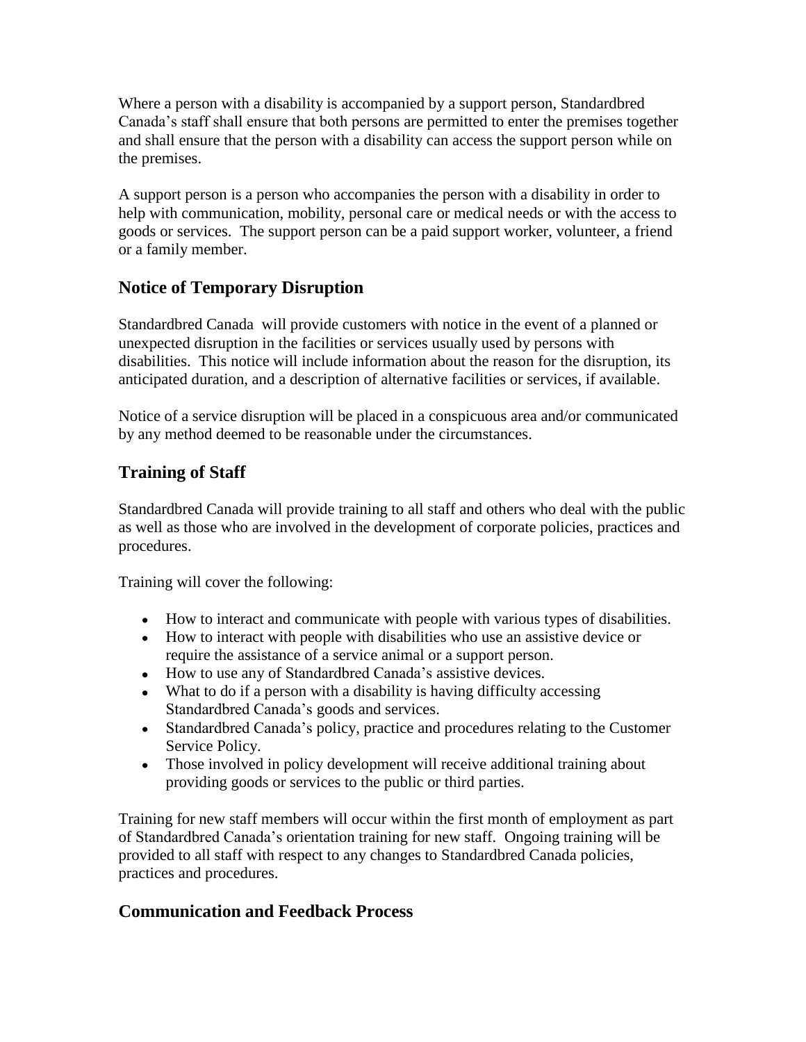Where a person with a disability is accompanied by a support person, Standardbred Canada's staff shall ensure that both persons are permitted to enter the premises together and shall ensure that the person with a disability can access the support person while on the premises.

A support person is a person who accompanies the person with a disability in order to help with communication, mobility, personal care or medical needs or with the access to goods or services. The support person can be a paid support worker, volunteer, a friend or a family member.

## Notice of Temporary Disruption

Standardbred Canada will provide customers with notice in the event of a planned or unexpected disruption in the facilities or services usually used by persons with disabilities. This notice will include information about the reason for the disruption, its anticipated duration, and a description of alternative facilities or services, if available.

Notice of a service disruption will be placed in a conspicuous area and/or communicated by any method deemed to be reasonable under the circumstances.

## Training of Staff

Standardbred Canada will provide training to all staff and others who deal with the public as well as those who are involved in the development of corporate policies, practices and procedures.

Training will cover the following:

- How to interact and communicate with people with various types of disabilities.
- How to interact with people with disabilities who use an assistive device or require the assistance of a service animal or a support person.
- How to use any of Standardbred Canada's assistive devices.
- What to do if a person with a disability is having difficulty accessing Standardbred Canada's goods and services.
- Standardbred Canada's policy, practice and procedures relating to the Customer Service Policy.
- Those involved in policy development will receive additional training about providing goods or services to the public or third parties.

Training for new staff members will occur within the first month of employment as part of Standardbred Canada's orientation training for new staff. Ongoing training will be provided to all staff with respect to any changes to Standardbred Canada policies, practices and procedures.

## Communication and Feedback Process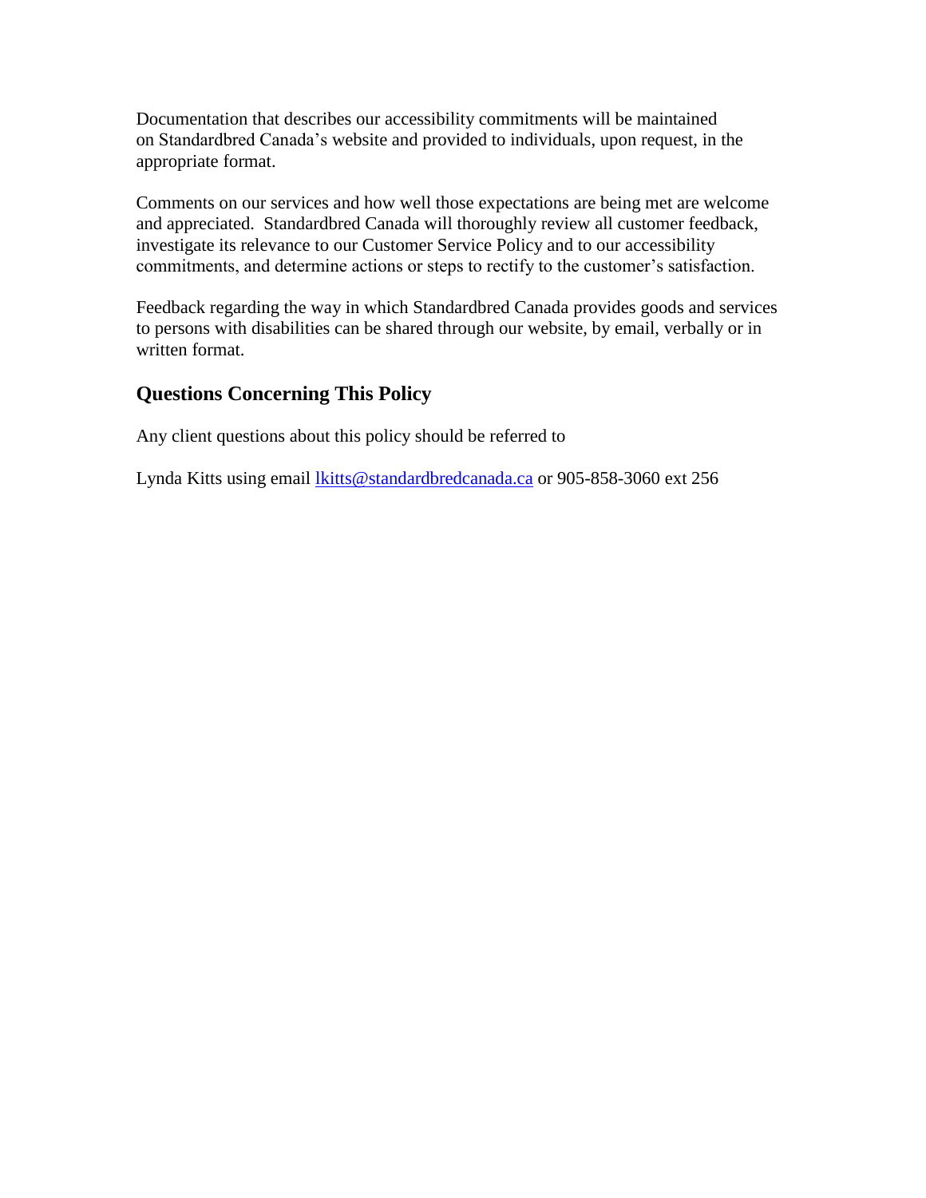Documentation that describes our accessibility commitments will be maintained on Standardbred Canada's website and provided to individuals, upon request, in the appropriate format.

Comments on our services and how well those expectations are being met are welcome and appreciated. Standardbred Canada will thoroughly review all customer feedback, investigate its relevance to our Customer Service Policy and to our accessibility commitments, and determine actions or steps to rectify to the customer's satisfaction.

Feedback regarding the way in which Standardbred Canada provides goods and services to persons with disabilities can be shared through our website, by email, verbally or in written format.

## Questions Concerning This Policy

Any client questions about this policy should be referred to

Lynda Kitts using email lkitts@standardbredcanada.ca or 905-858-3060 ext 256